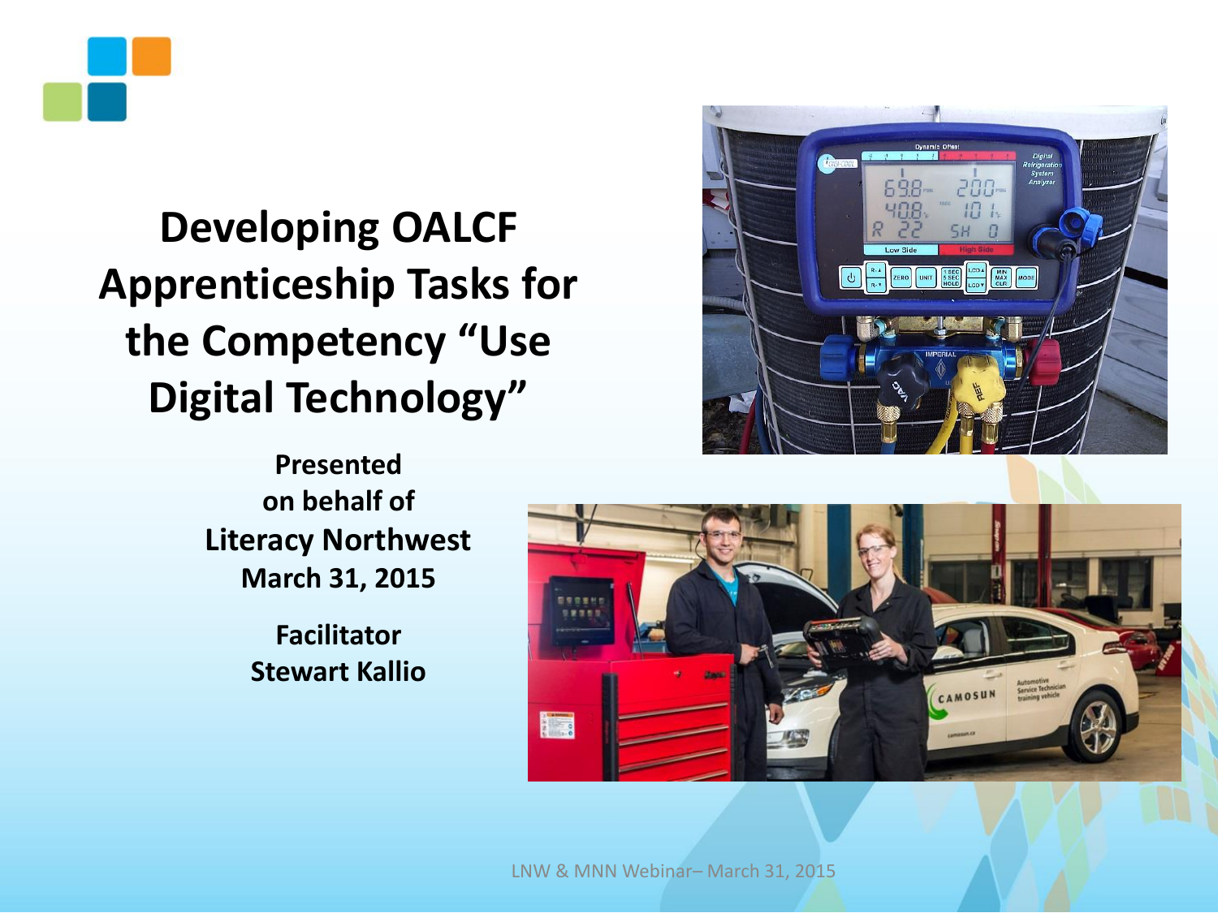# Developing OALCF Apprenticeship Tasks for the Competency "Use Digital Technology"

**Presented on behalf of Literacy Northwest March 31, 2015**

**Facilitator Stewart Kallio**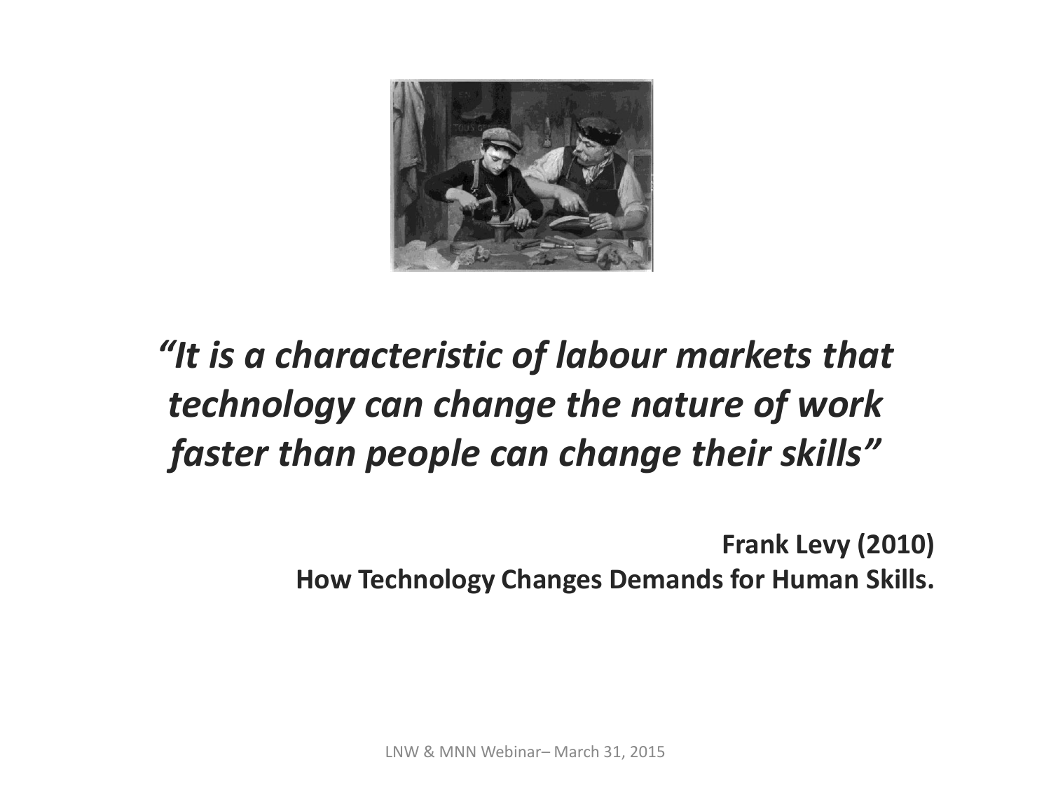*"It is a characteristic of labour markets that technology can change the nature of work faster than people can change their skills"*

**Frank Levy (2010)**
**How Technology Changes Demands for Human Skills.**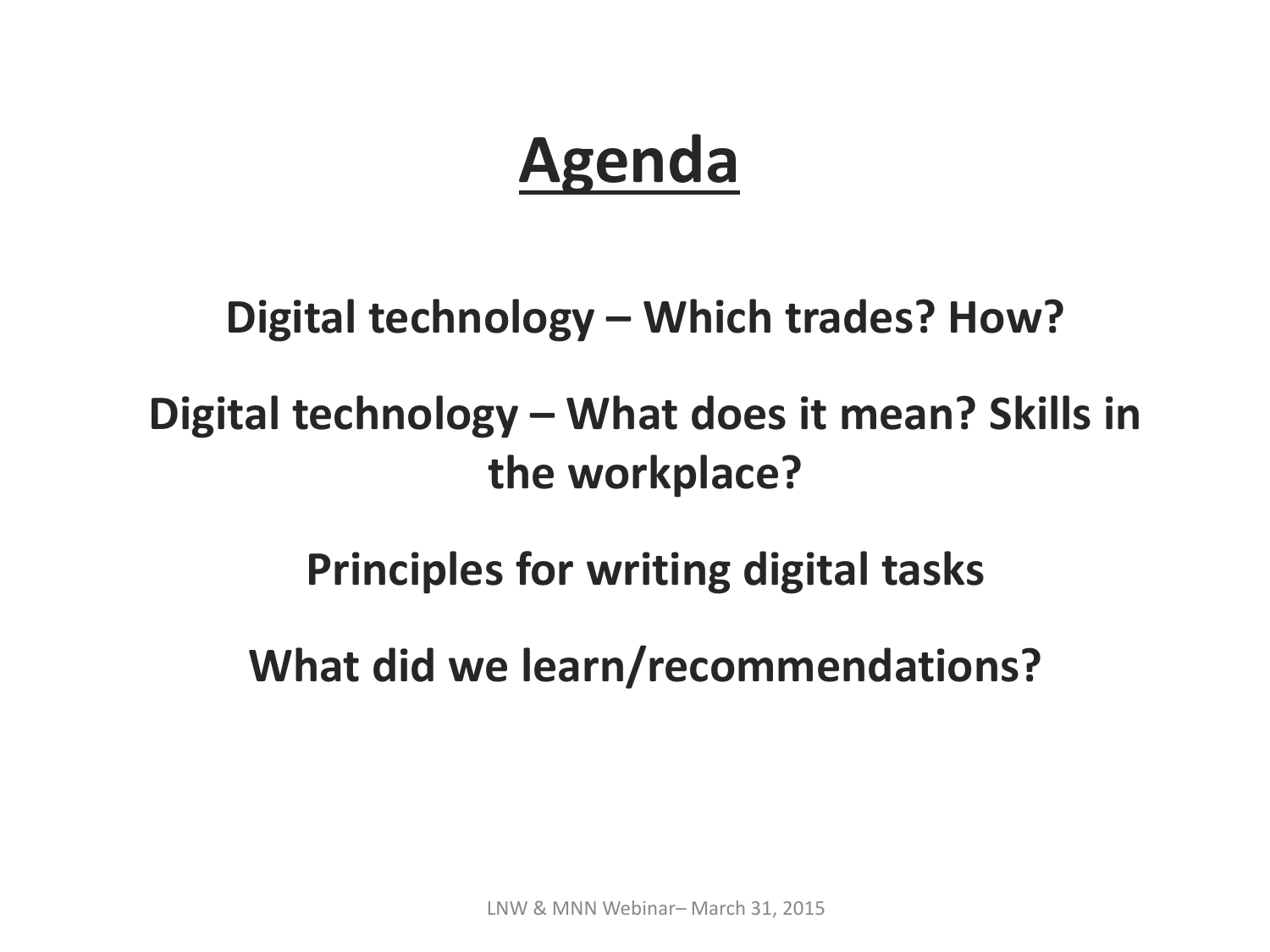# Agenda

**Digital technology – Which trades? How?**

**Digital technology – What does it mean? Skills in the workplace?**

**Principles for writing digital tasks**

**What did we learn/recommendations?**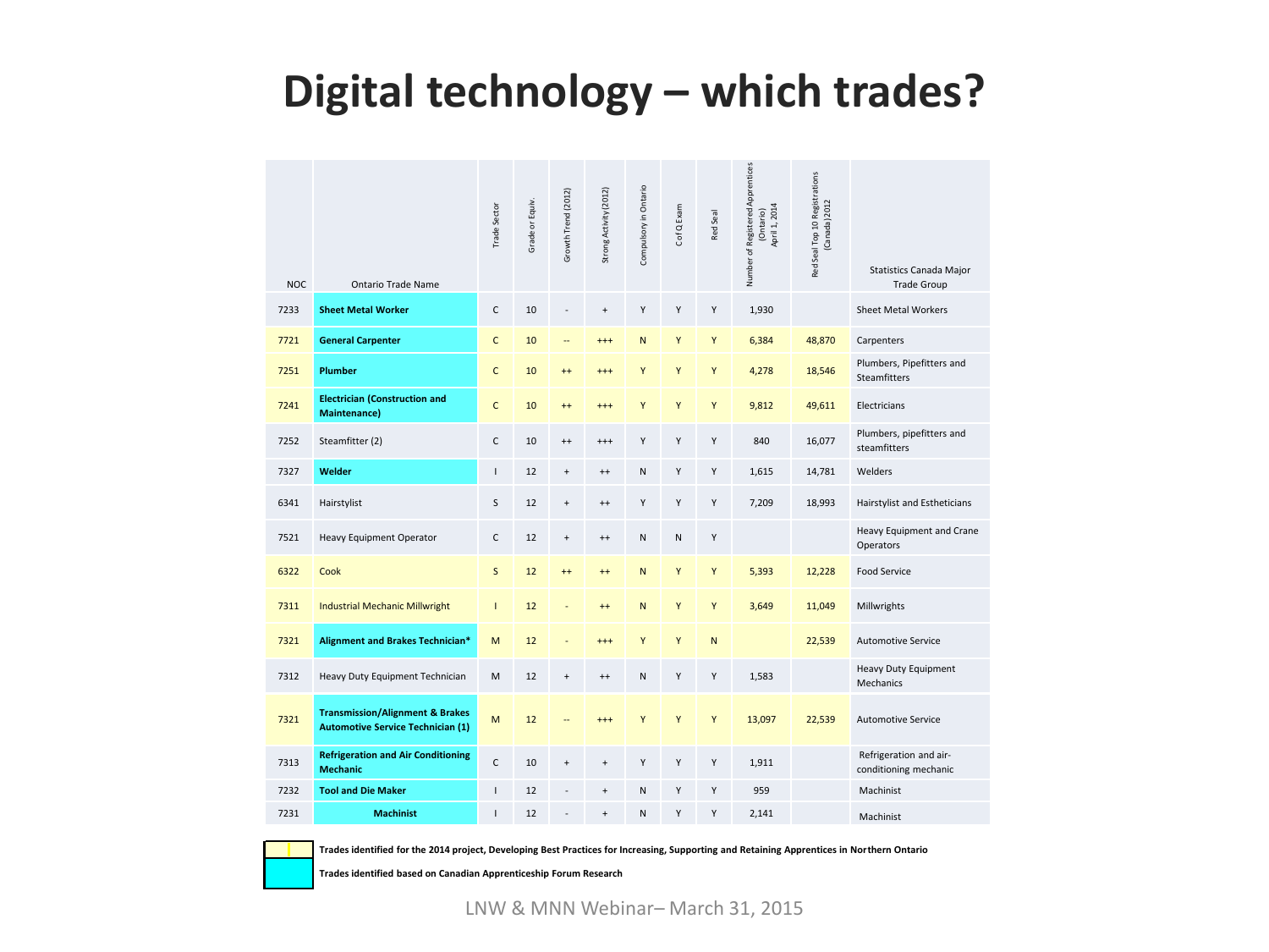# Digital technology – which trades?

| NOC | Ontario Trade Name | Trade Sector | Grade or Equiv. | Growth Trend (2012) | Strong Activity (2012) | Compulsory in Ontario | C of Q Exam | Red Seal | Number of Registered Apprentices (Ontario) April 1, 2014 | Red Seal Top 10 Registrations (Canada) 2012 | Statistics Canada Major Trade Group |
|---|---|---|---|---|---|---|---|---|---|---|---|
| 7233 | **Sheet Metal Worker** | C | 10 | - | + | Y | Y | Y | 1,930 | | Sheet Metal Workers |
| 7721 | **General Carpenter** | C | 10 | -- | +++ | N | Y | Y | 6,384 | 48,870 | Carpenters |
| 7251 | **Plumber** | C | 10 | ++ | +++ | Y | Y | Y | 4,278 | 18,546 | Plumbers, Pipefitters and Steamfitters |
| 7241 | **Electrician (Construction and Maintenance)** | C | 10 | ++ | +++ | Y | Y | Y | 9,812 | 49,611 | Electricians |
| 7252 | Steamfitter (2) | C | 10 | ++ | +++ | Y | Y | Y | 840 | 16,077 | Plumbers, pipefitters and steamfitters |
| 7327 | **Welder** | I | 12 | + | ++ | N | Y | Y | 1,615 | 14,781 | Welders |
| 6341 | Hairstylist | S | 12 | + | ++ | Y | Y | Y | 7,209 | 18,993 | Hairstylist and Estheticians |
| 7521 | Heavy Equipment Operator | C | 12 | + | ++ | N | N | Y | | | Heavy Equipment and Crane Operators |
| 6322 | Cook | S | 12 | ++ | ++ | N | Y | Y | 5,393 | 12,228 | Food Service |
| 7311 | Industrial Mechanic Millwright | I | 12 | - | ++ | N | Y | Y | 3,649 | 11,049 | Millwrights |
| 7321 | **Alignment and Brakes Technician*** | M | 12 | - | +++ | Y | Y | N | | 22,539 | Automotive Service |
| 7312 | Heavy Duty Equipment Technician | M | 12 | + | ++ | N | Y | Y | 1,583 | | Heavy Duty Equipment Mechanics |
| 7321 | **Transmission/Alignment & Brakes Automotive Service Technician (1)** | M | 12 | -- | +++ | Y | Y | Y | 13,097 | 22,539 | Automotive Service |
| 7313 | **Refrigeration and Air Conditioning Mechanic** | C | 10 | + | + | Y | Y | Y | 1,911 | | Refrigeration and air-conditioning mechanic |
| 7232 | **Tool and Die Maker** | I | 12 | - | + | N | Y | Y | 959 | | Machinist |
| 7231 | **Machinist** | I | 12 | - | + | N | Y | Y | 2,141 | | Machinist |

**Trades identified for the 2014 project, Developing Best Practices for Increasing, Supporting and Retaining Apprentices in Northern Ontario**

**Trades identified based on Canadian Apprenticeship Forum Research**

LNW & MNN Webinar– March 31, 2015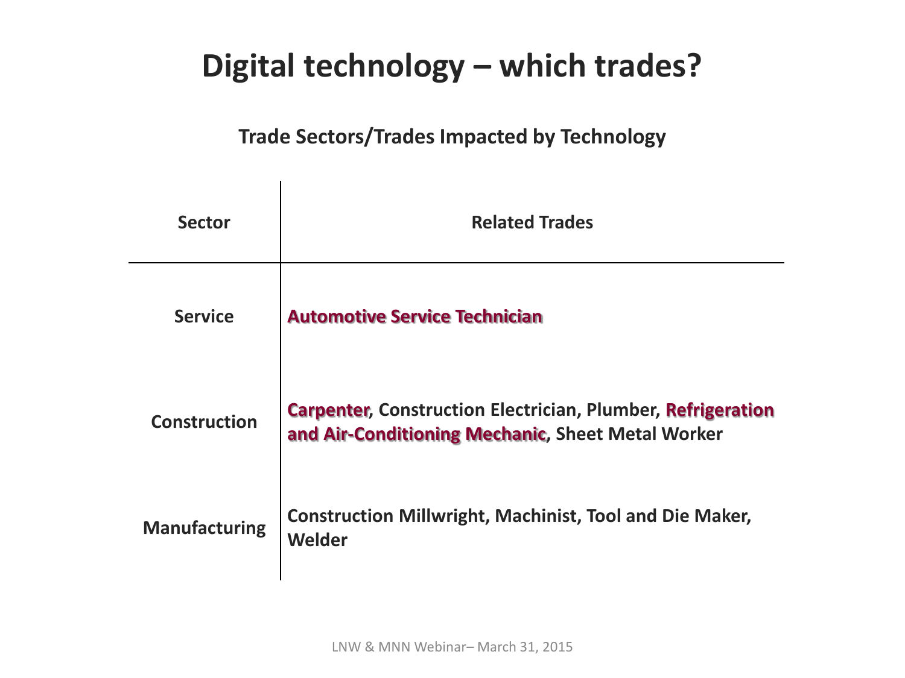# Digital technology – which trades?

**Trade Sectors/Trades Impacted by Technology**

| Sector | Related Trades |
| --- | --- |
| Service | **Automotive Service Technician** |
| Construction | **Carpenter**, Construction Electrician, Plumber, **Refrigeration and Air-Conditioning Mechanic**, Sheet Metal Worker |
| Manufacturing | Construction Millwright, Machinist, Tool and Die Maker, Welder |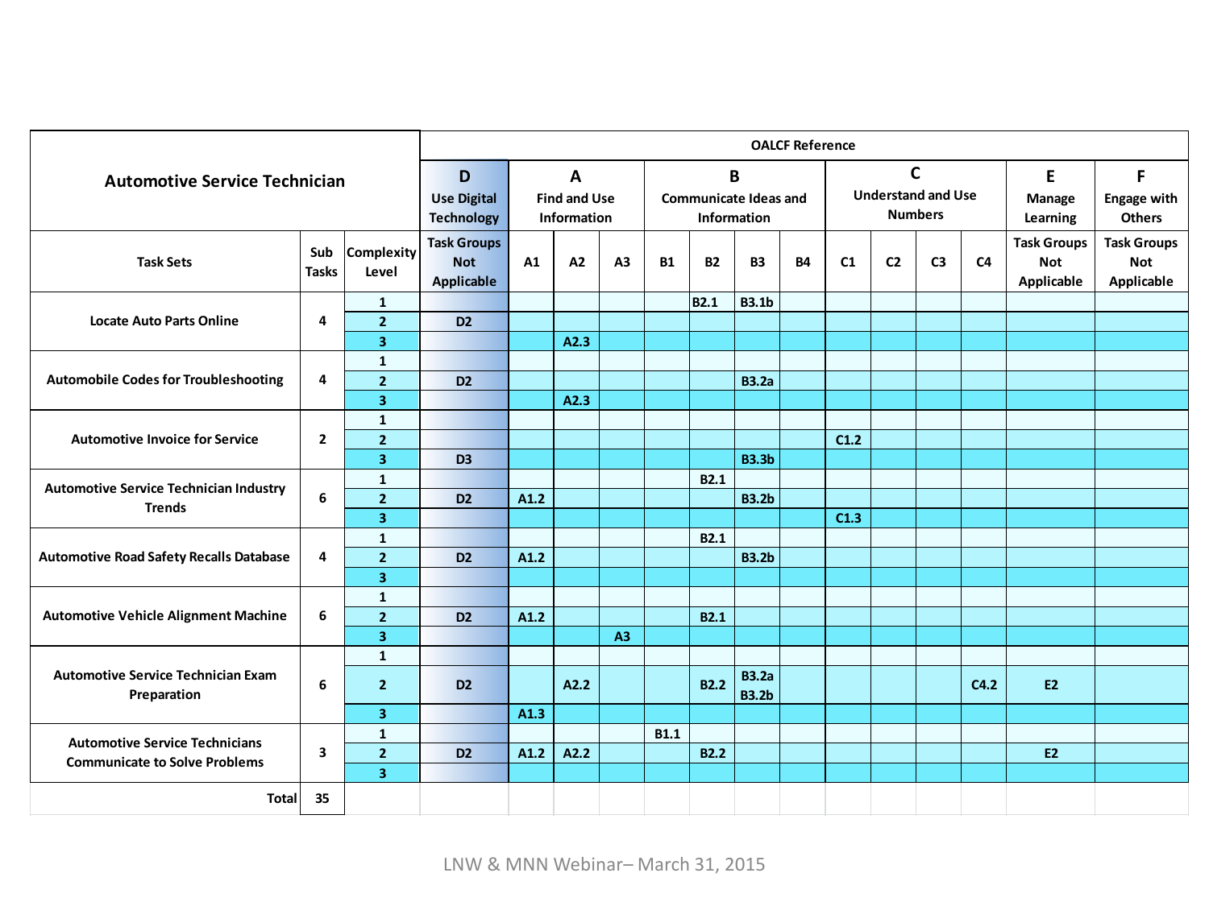| Automotive Service Technician | | | OALCF Reference | | | | | | | | | | | | | | |
|---|---|---|---|---|---|---|---|---|---|---|---|---|---|---|---|---|---|
| | | | D Use Digital Technology | A Find and Use Information | | | B Communicate Ideas and Information | | | | C Understand and Use Numbers | | | | E Manage Learning | F Engage with Others |
| Task Sets | Sub Tasks | Complexity Level | Task Groups Not Applicable | A1 | A2 | A3 | B1 | B2 | B3 | B4 | C1 | C2 | C3 | C4 | Task Groups Not Applicable | Task Groups Not Applicable |
| Locate Auto Parts Online | 4 | 1 | | | | | | B2.1 | B3.1b | | | | | | | |
| | | 2 | D2 | | | | | | | | | | | | | |
| | | 3 | | | A2.3 | | | | | | | | | | | |
| Automobile Codes for Troubleshooting | 4 | 1 | | | | | | | | | | | | | | |
| | | 2 | D2 | | | | | | B3.2a | | | | | | | |
| | | 3 | | | A2.3 | | | | | | | | | | | |
| Automotive Invoice for Service | 2 | 1 | | | | | | | | | | | | | | |
| | | 2 | | | | | | | | | C1.2 | | | | | |
| | | 3 | D3 | | | | | | B3.3b | | | | | | | |
| Automotive Service Technician Industry Trends | 6 | 1 | | | | | | B2.1 | | | | | | | | |
| | | 2 | D2 | A1.2 | | | | | B3.2b | | | | | | | |
| | | 3 | | | | | | | | | C1.3 | | | | | |
| Automotive Road Safety Recalls Database | 4 | 1 | | | | | | B2.1 | | | | | | | | |
| | | 2 | D2 | A1.2 | | | | | B3.2b | | | | | | | |
| | | 3 | | | | | | | | | | | | | | |
| Automotive Vehicle Alignment Machine | 6 | 1 | | | | | | | | | | | | | | |
| | | 2 | D2 | A1.2 | | | | B2.1 | | | | | | | | |
| | | 3 | | | | A3 | | | | | | | | | | |
| Automotive Service Technician Exam Preparation | 6 | 1 | | | | | | | | | | | | | | |
| | | 2 | D2 | | A2.2 | | | B2.2 | B3.2a B3.2b | | | | | C4.2 | E2 | |
| | | 3 | | A1.3 | | | | | | | | | | | | |
| Automotive Service Technicians Communicate to Solve Problems | 3 | 1 | | | | | B1.1 | | | | | | | | | |
| | | 2 | D2 | A1.2 | A2.2 | | | B2.2 | | | | | | | E2 | |
| | | 3 | | | | | | | | | | | | | | |
| Total | 35 | | | | | | | | | | | | | | | |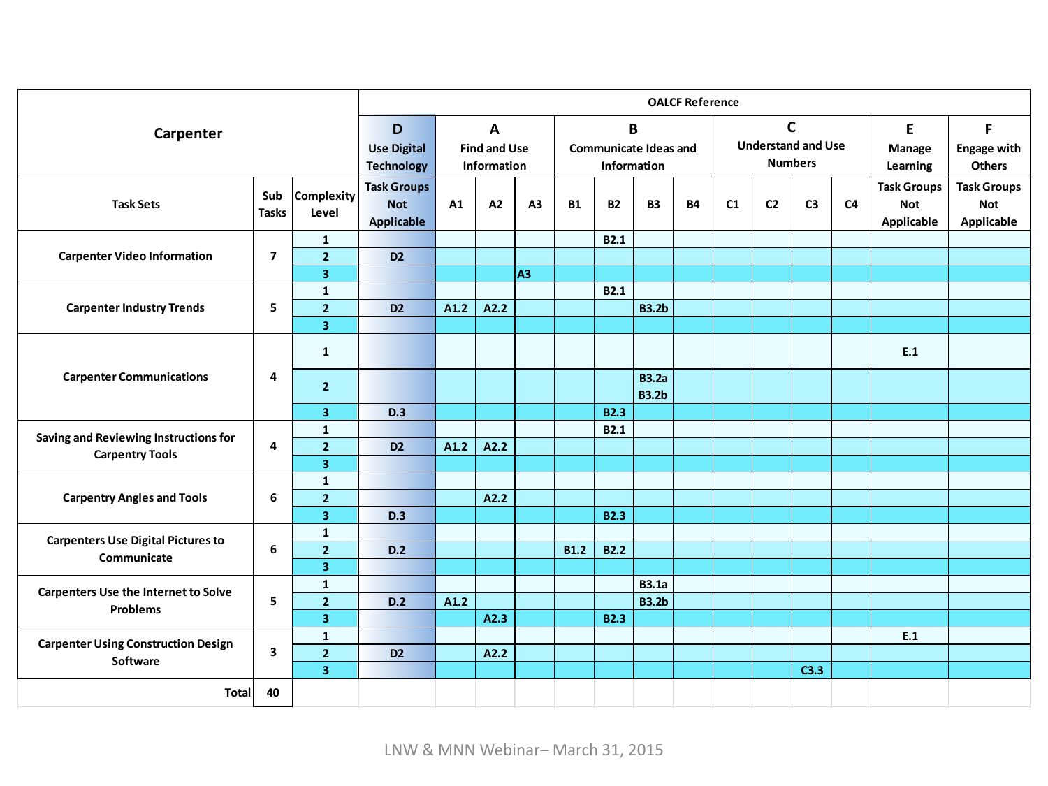| Carpenter | | | OALCF Reference | | | | | | | | | | | | | |
|---|---|---|---|---|---|---|---|---|---|---|---|---|---|---|---|---|
| | | | D Use Digital Technology | A Find and Use Information | | | B Communicate Ideas and Information | | | | C Understand and Use Numbers | | | | E Manage Learning | F Engage with Others |
| Task Sets | Sub Tasks | Complexity Level | Task Groups Not Applicable | A1 | A2 | A3 | B1 | B2 | B3 | B4 | C1 | C2 | C3 | C4 | Task Groups Not Applicable | Task Groups Not Applicable |
| Carpenter Video Information | 7 | 1 | | | | | | B2.1 | | | | | | | | |
| | | 2 | D2 | | | | | | | | | | | | | |
| | | 3 | | | | A3 | | | | | | | | | | |
| Carpenter Industry Trends | 5 | 1 | | | | | | B2.1 | | | | | | | | |
| | | 2 | D2 | A1.2 | A2.2 | | | | B3.2b | | | | | | | |
| | | 3 | | | | | | | | | | | | | | |
| Carpenter Communications | 4 | 1 | | | | | | | | | | | | | E.1 | |
| | | 2 | | | | | | | B3.2a B3.2b | | | | | | | |
| | | 3 | D.3 | | | | | B2.3 | | | | | | | | |
| Saving and Reviewing Instructions for Carpentry Tools | 4 | 1 | | | | | | B2.1 | | | | | | | | |
| | | 2 | D2 | A1.2 | A2.2 | | | | | | | | | | | |
| | | 3 | | | | | | | | | | | | | | |
| Carpentry Angles and Tools | 6 | 1 | | | | | | | | | | | | | | |
| | | 2 | | | A2.2 | | | | | | | | | | | |
| | | 3 | D.3 | | | | | B2.3 | | | | | | | | |
| Carpenters Use Digital Pictures to Communicate | 6 | 1 | | | | | | | | | | | | | | |
| | | 2 | D.2 | | | | B1.2 | B2.2 | | | | | | | | |
| | | 3 | | | | | | | | | | | | | | |
| Carpenters Use the Internet to Solve Problems | 5 | 1 | | | | | | | B3.1a | | | | | | | |
| | | 2 | D.2 | A1.2 | | | | | B3.2b | | | | | | | |
| | | 3 | | | A2.3 | | | B2.3 | | | | | | | | |
| Carpenter Using Construction Design Software | 3 | 1 | | | | | | | | | | | | | E.1 | |
| | | 2 | D2 | | A2.2 | | | | | | | | | | | |
| | | 3 | | | | | | | | | | | C3.3 | | | |
| Total | 40 | | | | | | | | | | | | | | | |

LNW & MNN Webinar– March 31, 2015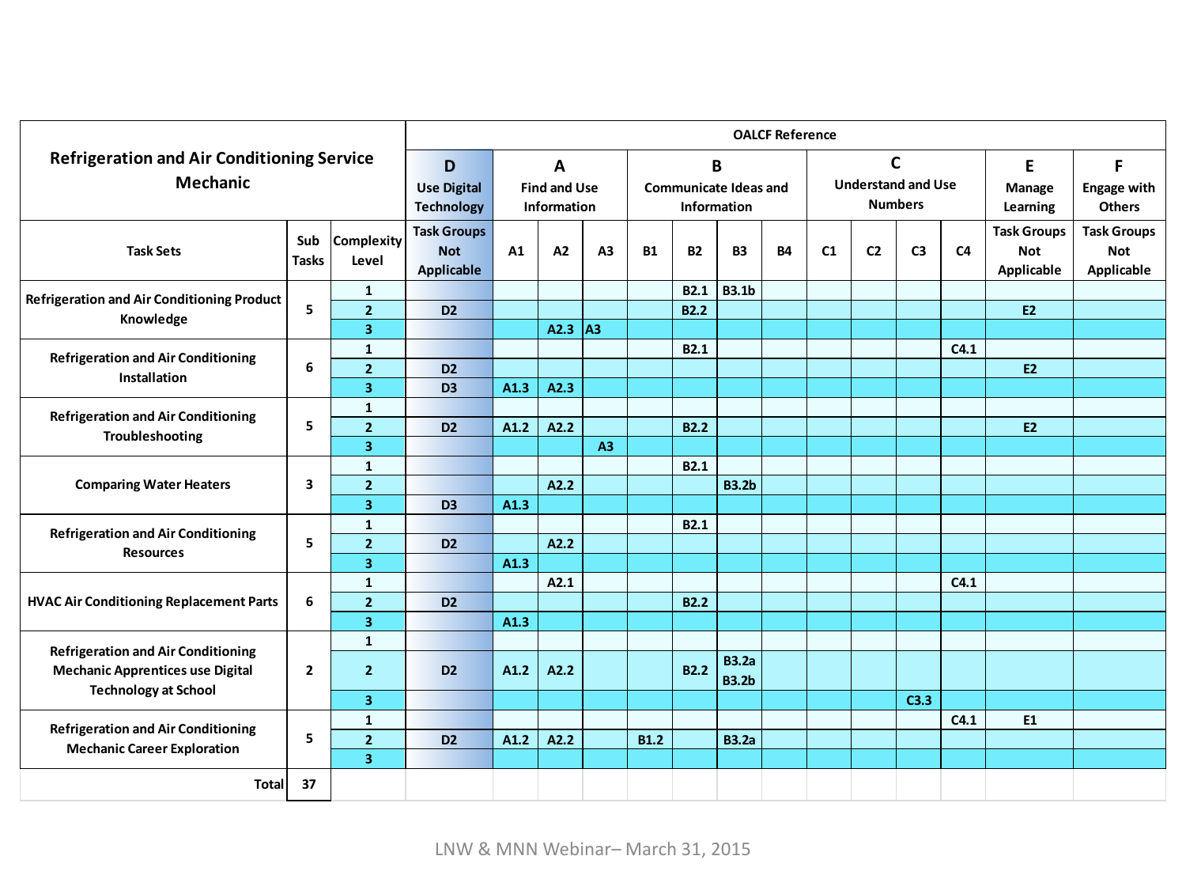| Refrigeration and Air Conditioning Service Mechanic | | | OALCF Reference | | | | | | | | | | | | | | |
|---|---|---|---|---|---|---|---|---|---|---|---|---|---|---|---|---|---|
| | | | D Use Digital Technology | A Find and Use Information | | | B Communicate Ideas and Information | | | | C Understand and Use Numbers | | | | E Manage Learning | F Engage with Others |
| Task Sets | Sub Tasks | Complexity Level | Task Groups Not Applicable | A1 | A2 | A3 | B1 | B2 | B3 | B4 | C1 | C2 | C3 | C4 | Task Groups Not Applicable | Task Groups Not Applicable |
| Refrigeration and Air Conditioning Product Knowledge | 5 | 1 | | | | | | B2.1 | B3.1b | | | | | | | |
| | | 2 | D2 | | | | | B2.2 | | | | | | | E2 | |
| | | 3 | | | A2.3 | A3 | | | | | | | | | | |
| Refrigeration and Air Conditioning Installation | 6 | 1 | | | | | | B2.1 | | | | | | C4.1 | | |
| | | 2 | D2 | | | | | | | | | | | | E2 | |
| | | 3 | D3 | A1.3 | A2.3 | | | | | | | | | | | |
| Refrigeration and Air Conditioning Troubleshooting | 5 | 1 | | | | | | | | | | | | | | |
| | | 2 | D2 | A1.2 | A2.2 | | | B2.2 | | | | | | | E2 | |
| | | 3 | | | | A3 | | | | | | | | | | |
| Comparing Water Heaters | 3 | 1 | | | | | | B2.1 | | | | | | | | |
| | | 2 | | | A2.2 | | | | B3.2b | | | | | | | |
| | | 3 | D3 | A1.3 | | | | | | | | | | | | |
| Refrigeration and Air Conditioning Resources | 5 | 1 | | | | | | B2.1 | | | | | | | | |
| | | 2 | D2 | | A2.2 | | | | | | | | | | | |
| | | 3 | | A1.3 | | | | | | | | | | | | |
| HVAC Air Conditioning Replacement Parts | 6 | 1 | | | A2.1 | | | | | | | | | C4.1 | | |
| | | 2 | D2 | | | | | B2.2 | | | | | | | | |
| | | 3 | | A1.3 | | | | | | | | | | | | |
| Refrigeration and Air Conditioning Mechanic Apprentices use Digital Technology at School | 2 | 1 | | | | | | | | | | | | | | |
| | | 2 | D2 | A1.2 | A2.2 | | | B2.2 | B3.2a B3.2b | | | | | | | |
| | | 3 | | | | | | | | | | | C3.3 | | | |
| Refrigeration and Air Conditioning Mechanic Career Exploration | 5 | 1 | | | | | | | | | | | | C4.1 | E1 | |
| | | 2 | D2 | A1.2 | A2.2 | | B1.2 | | B3.2a | | | | | | | |
| | | 3 | | | | | | | | | | | | | | |
| Total | 37 | | | | | | | | | | | | | | | |

LNW & MNN Webinar– March 31, 2015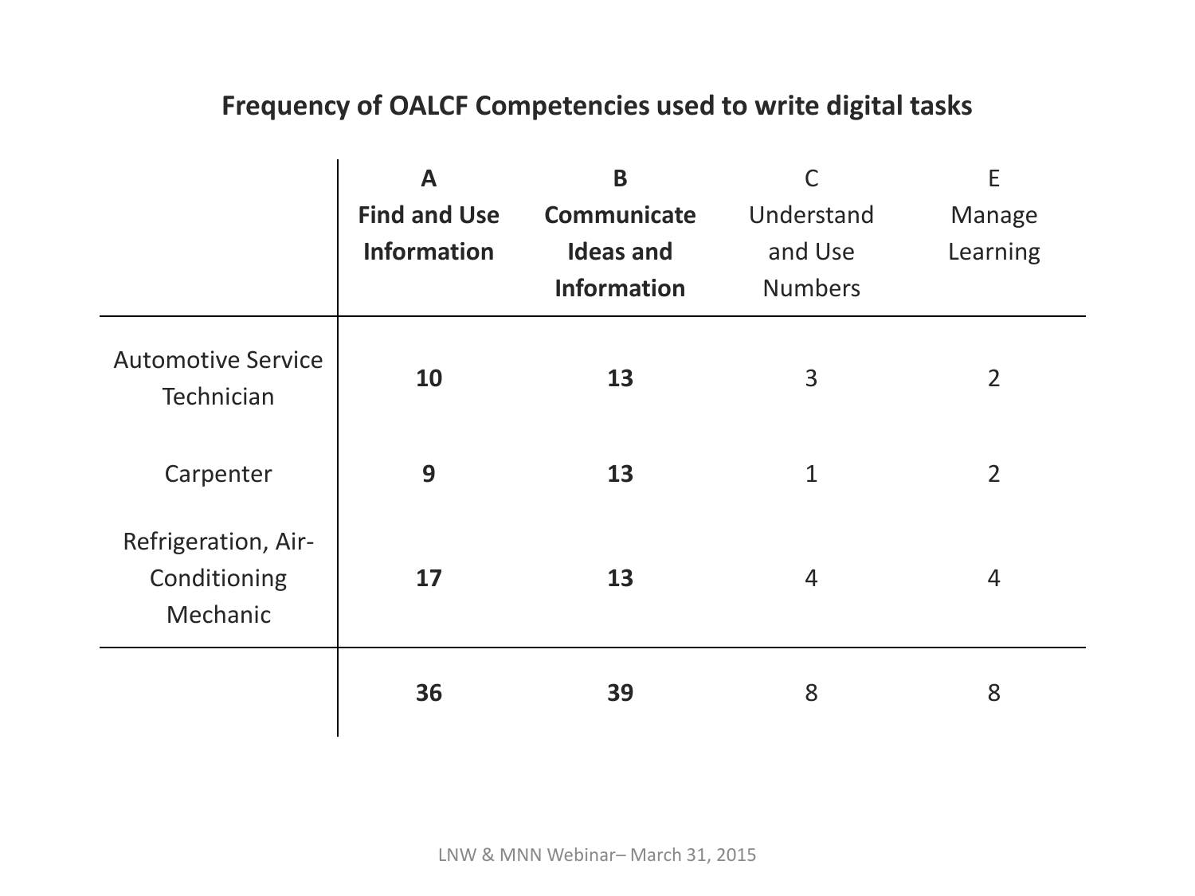## Frequency of OALCF Competencies used to write digital tasks

| | **A Find and Use Information** | **B Communicate Ideas and Information** | C Understand and Use Numbers | E Manage Learning |
|---|---|---|---|---|
| Automotive Service Technician | **10** | **13** | 3 | 2 |
| Carpenter | **9** | **13** | 1 | 2 |
| Refrigeration, Air-Conditioning Mechanic | **17** | **13** | 4 | 4 |
| | **36** | **39** | 8 | 8 |

LNW & MNN Webinar– March 31, 2015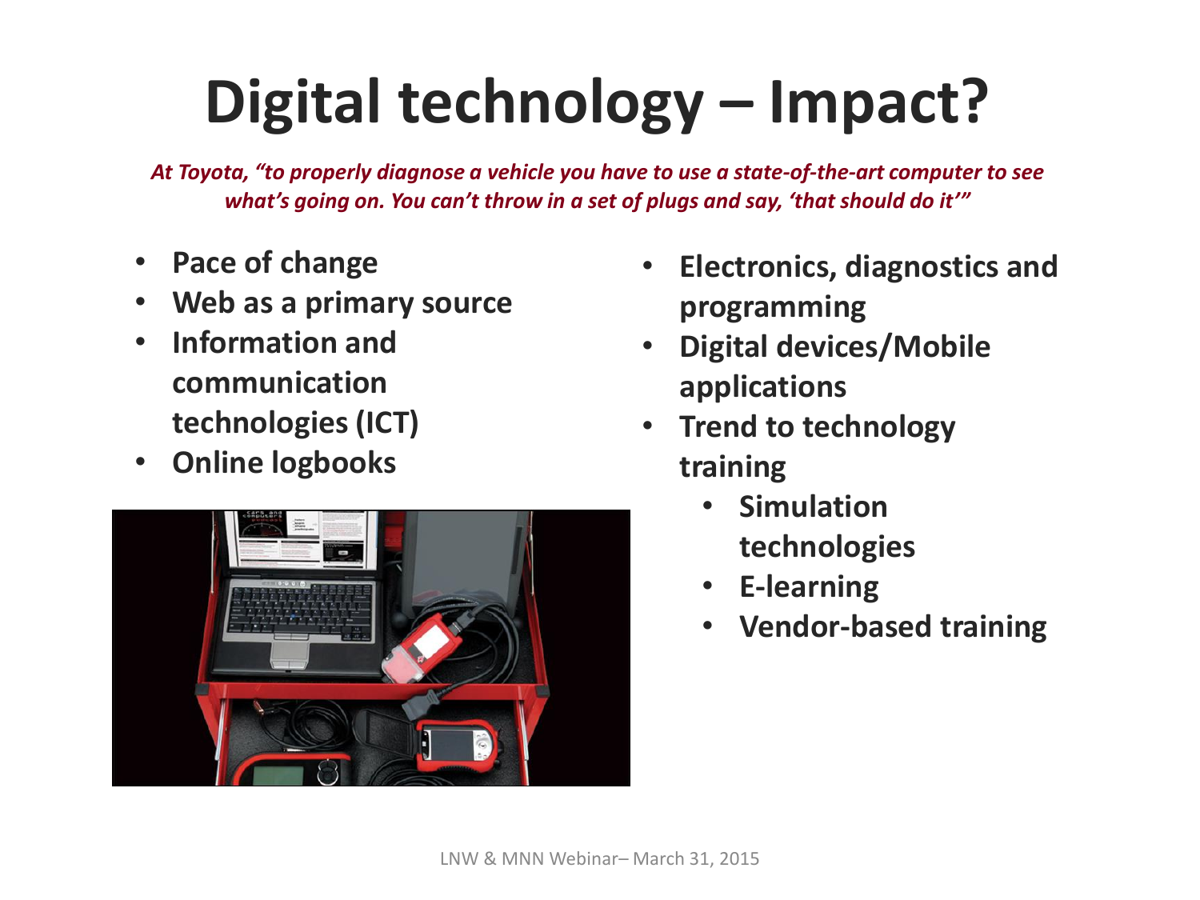# Digital technology – Impact?

*At Toyota, "to properly diagnose a vehicle you have to use a state-of-the-art computer to see what's going on. You can't throw in a set of plugs and say, 'that should do it'"*

- **Pace of change**
- **Web as a primary source**
- **Information and communication technologies (ICT)**
- **Online logbooks**

- **Electronics, diagnostics and programming**
- **Digital devices/Mobile applications**
- **Trend to technology training**
  - **Simulation technologies**
  - **E-learning**
  - **Vendor-based training**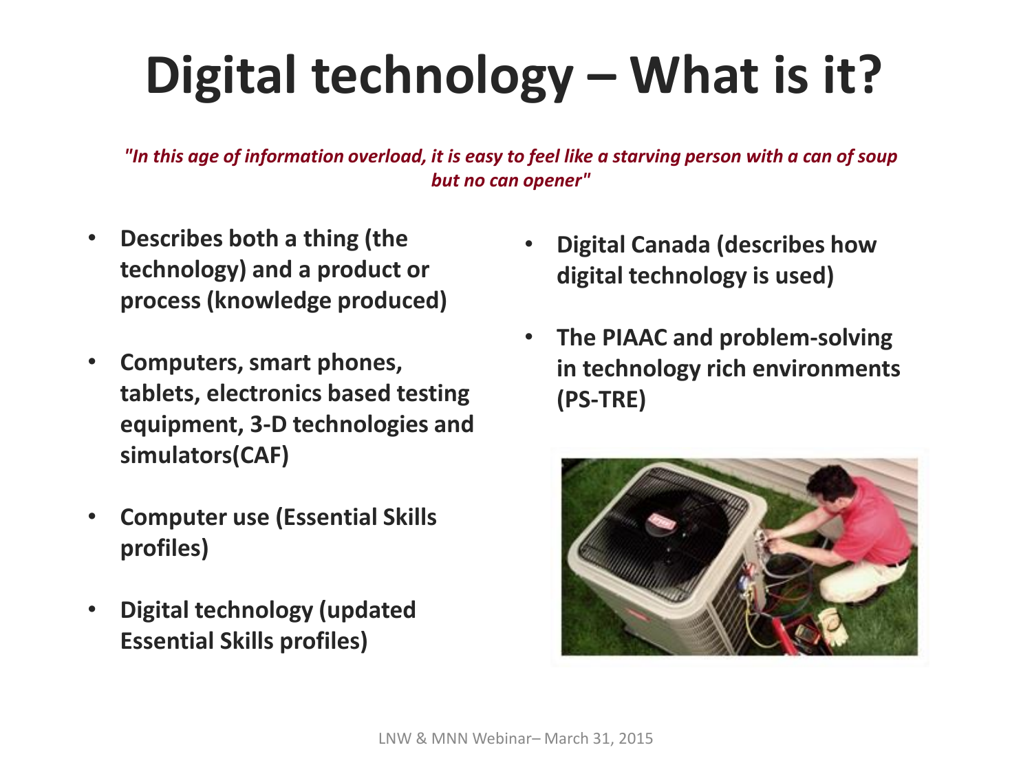# Digital technology – What is it?

*"In this age of information overload, it is easy to feel like a starving person with a can of soup but no can opener"*

- **Describes both a thing (the technology) and a product or process (knowledge produced)**
- **Computers, smart phones, tablets, electronics based testing equipment, 3-D technologies and simulators(CAF)**
- **Computer use (Essential Skills profiles)**
- **Digital technology (updated Essential Skills profiles)**
- **Digital Canada (describes how digital technology is used)**
- **The PIAAC and problem-solving in technology rich environments (PS-TRE)**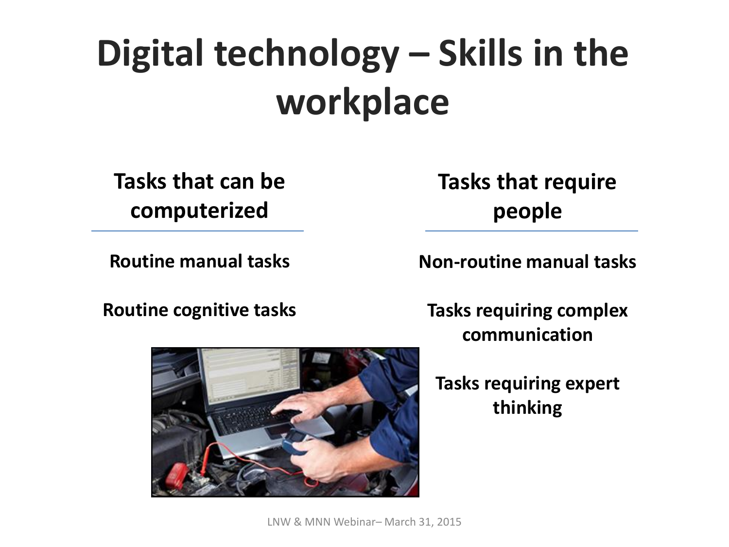# Digital technology – Skills in the workplace

| Tasks that can be computerized | Tasks that require people |
| --- | --- |
| Routine manual tasks | Non-routine manual tasks |
| Routine cognitive tasks | Tasks requiring complex communication |
| | Tasks requiring expert thinking |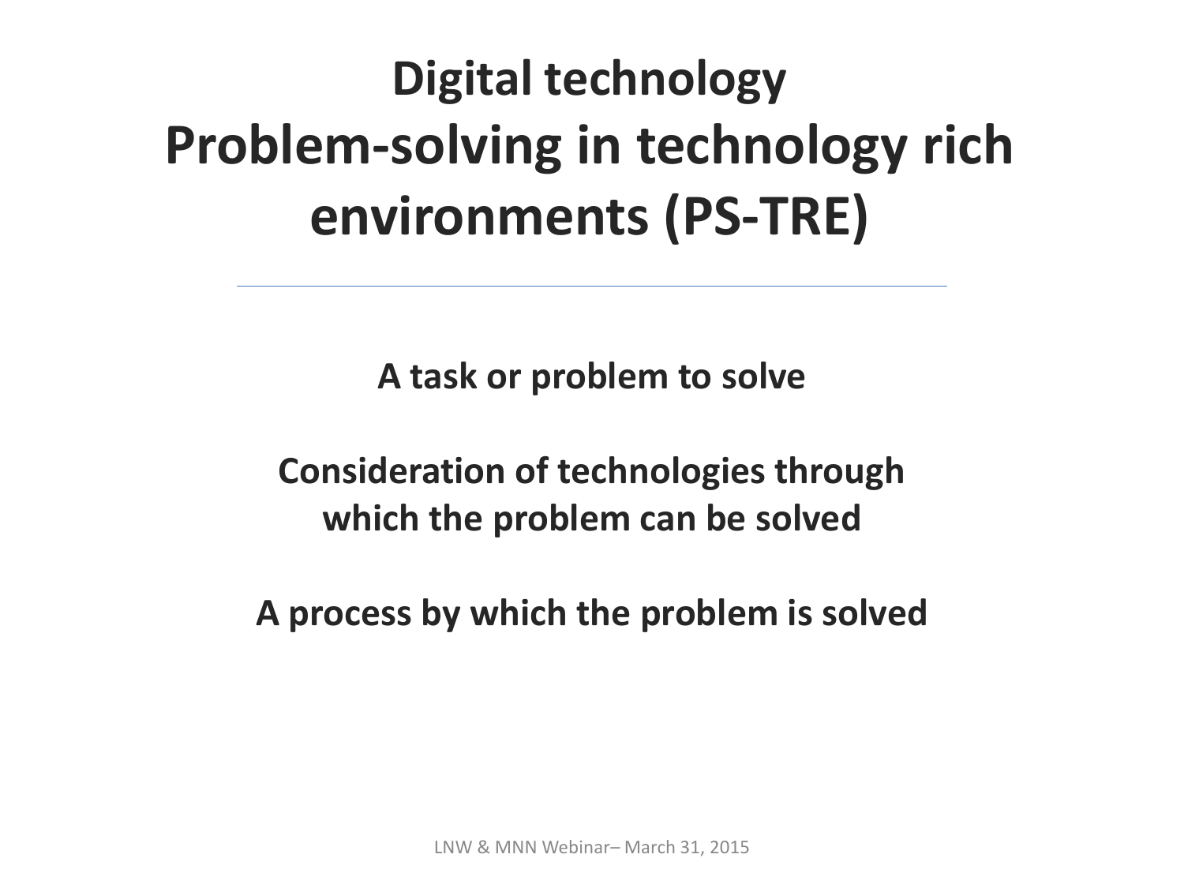# Digital technology
# Problem-solving in technology rich environments (PS-TRE)

---

**A task or problem to solve**

**Consideration of technologies through which the problem can be solved**

**A process by which the problem is solved**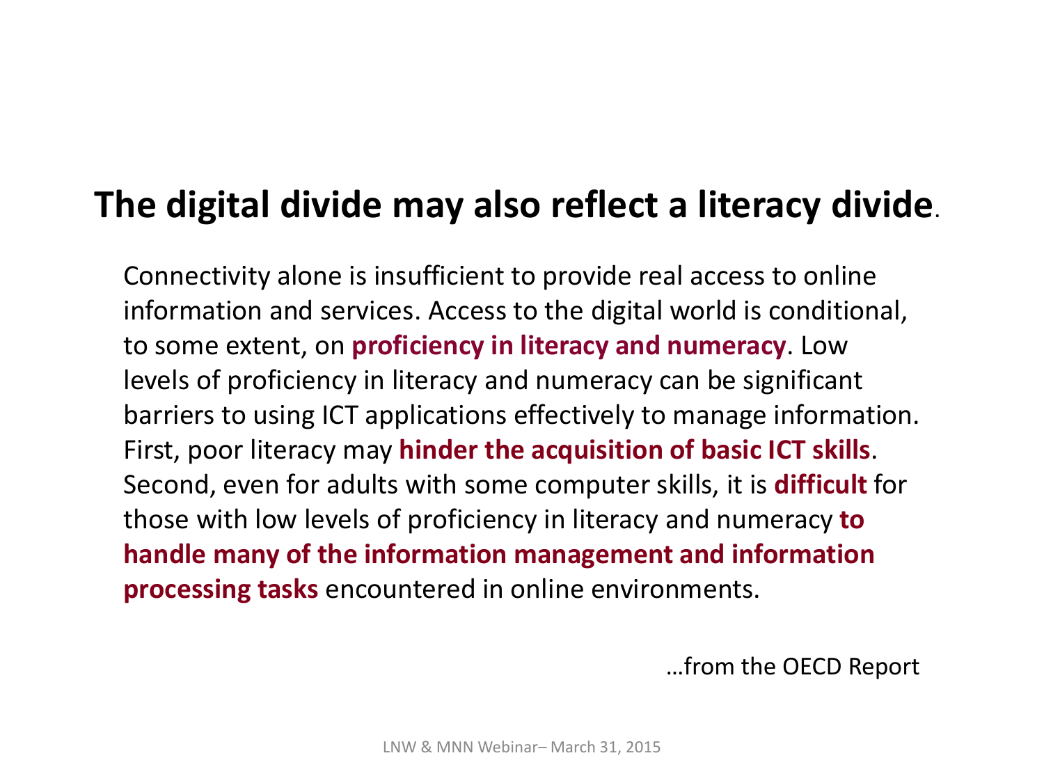# The digital divide may also reflect a literacy divide.

Connectivity alone is insufficient to provide real access to online information and services. Access to the digital world is conditional, to some extent, on **proficiency in literacy and numeracy**. Low levels of proficiency in literacy and numeracy can be significant barriers to using ICT applications effectively to manage information. First, poor literacy may **hinder the acquisition of basic ICT skills**. Second, even for adults with some computer skills, it is **difficult** for those with low levels of proficiency in literacy and numeracy **to handle many of the information management and information processing tasks** encountered in online environments.

…from the OECD Report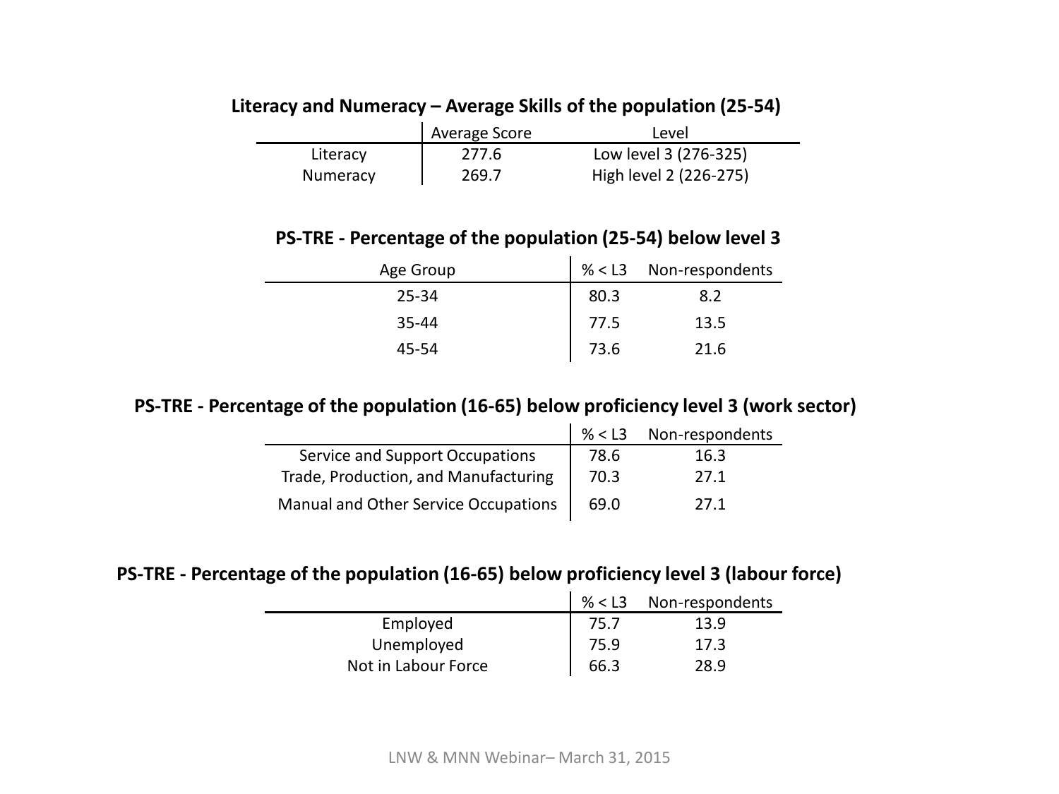**Literacy and Numeracy – Average Skills of the population (25-54)**

| | Average Score | Level |
|---|---|---|
| Literacy | 277.6 | Low level 3 (276-325) |
| Numeracy | 269.7 | High level 2 (226-275) |

**PS-TRE - Percentage of the population (25-54) below level 3**

| Age Group | % < L3 | Non-respondents |
|---|---|---|
| 25-34 | 80.3 | 8.2 |
| 35-44 | 77.5 | 13.5 |
| 45-54 | 73.6 | 21.6 |

**PS-TRE - Percentage of the population (16-65) below proficiency level 3 (work sector)**

| | % < L3 | Non-respondents |
|---|---|---|
| Service and Support Occupations | 78.6 | 16.3 |
| Trade, Production, and Manufacturing | 70.3 | 27.1 |
| Manual and Other Service Occupations | 69.0 | 27.1 |

**PS-TRE - Percentage of the population (16-65) below proficiency level 3 (labour force)**

| | % < L3 | Non-respondents |
|---|---|---|
| Employed | 75.7 | 13.9 |
| Unemployed | 75.9 | 17.3 |
| Not in Labour Force | 66.3 | 28.9 |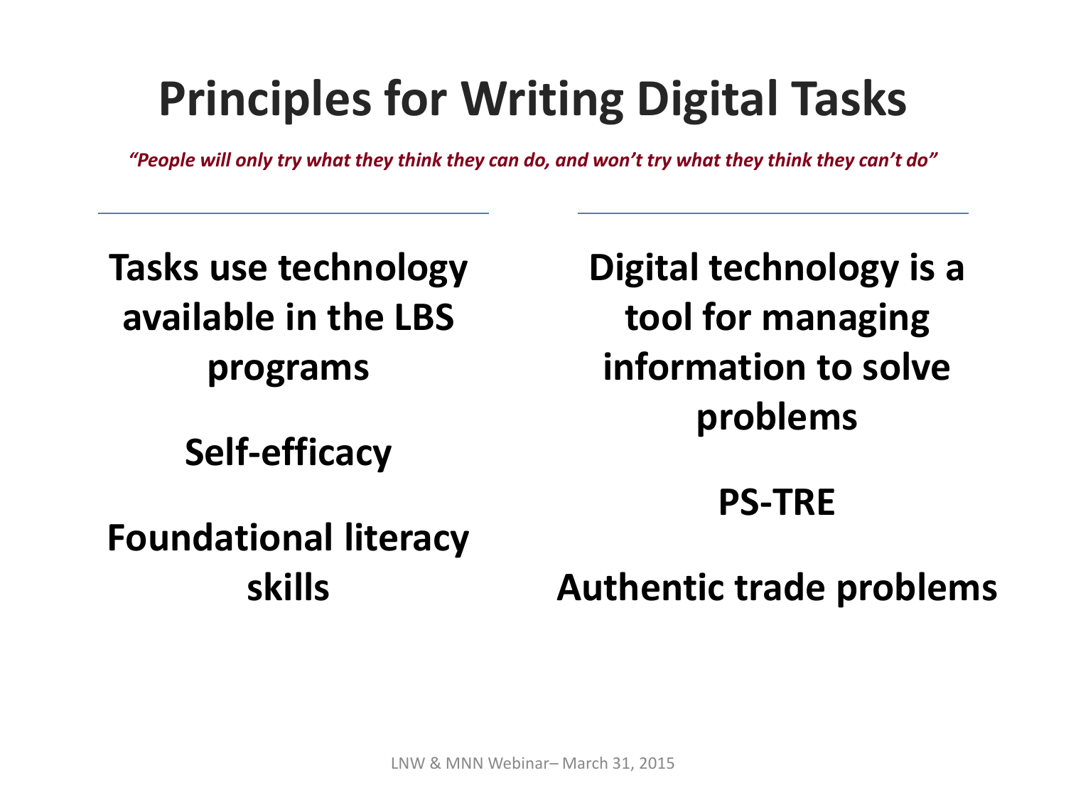# Principles for Writing Digital Tasks

*"People will only try what they think they can do, and won't try what they think they can't do"*

**Tasks use technology available in the LBS programs**

**Self-efficacy**

**Foundational literacy skills**

**Digital technology is a tool for managing information to solve problems**

**PS-TRE**

**Authentic trade problems**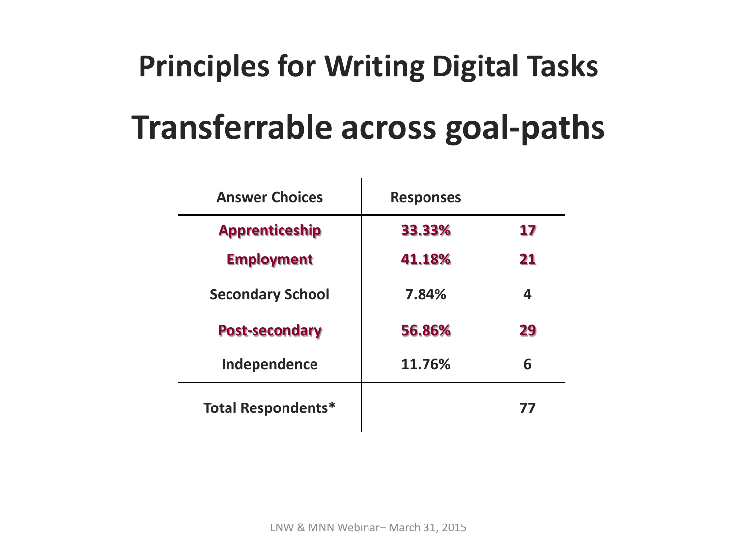# Principles for Writing Digital Tasks

## Transferrable across goal-paths

| Answer Choices | Responses | |
|---|---|---|
| **Apprenticeship** | **33.33%** | **17** |
| **Employment** | **41.18%** | **21** |
| Secondary School | 7.84% | 4 |
| **Post-secondary** | **56.86%** | **29** |
| Independence | 11.76% | 6 |
| Total Respondents* | | 77 |

LNW & MNN Webinar– March 31, 2015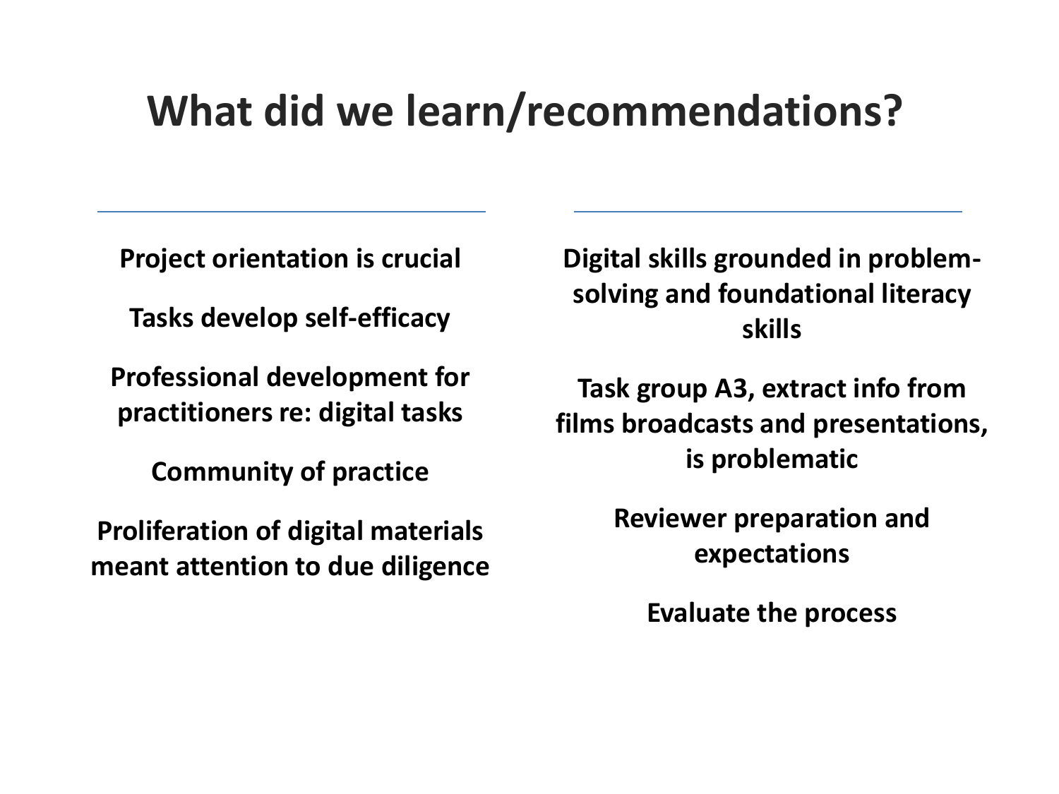# What did we learn/recommendations?

**Project orientation is crucial**

**Tasks develop self-efficacy**

**Professional development for practitioners re: digital tasks**

**Community of practice**

**Proliferation of digital materials meant attention to due diligence**

**Digital skills grounded in problem-solving and foundational literacy skills**

**Task group A3, extract info from films broadcasts and presentations, is problematic**

**Reviewer preparation and expectations**

**Evaluate the process**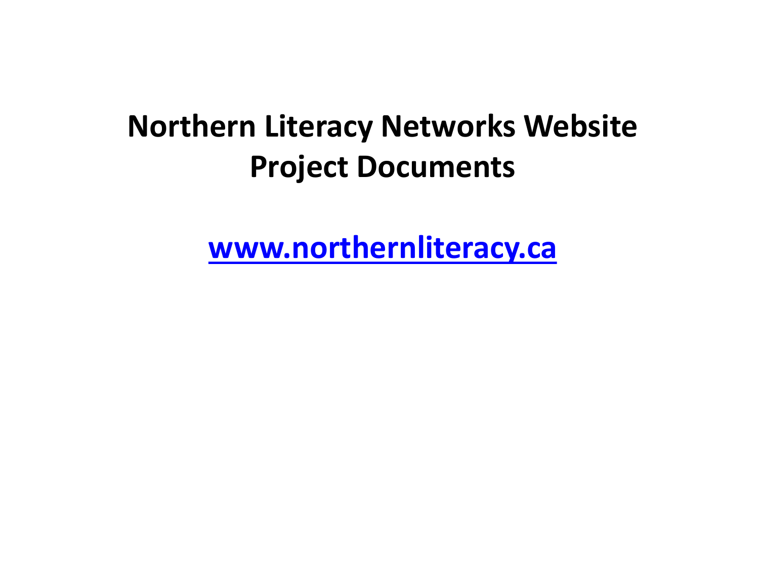# Northern Literacy Networks Website Project Documents

[www.northernliteracy.ca](http://www.northernliteracy.ca)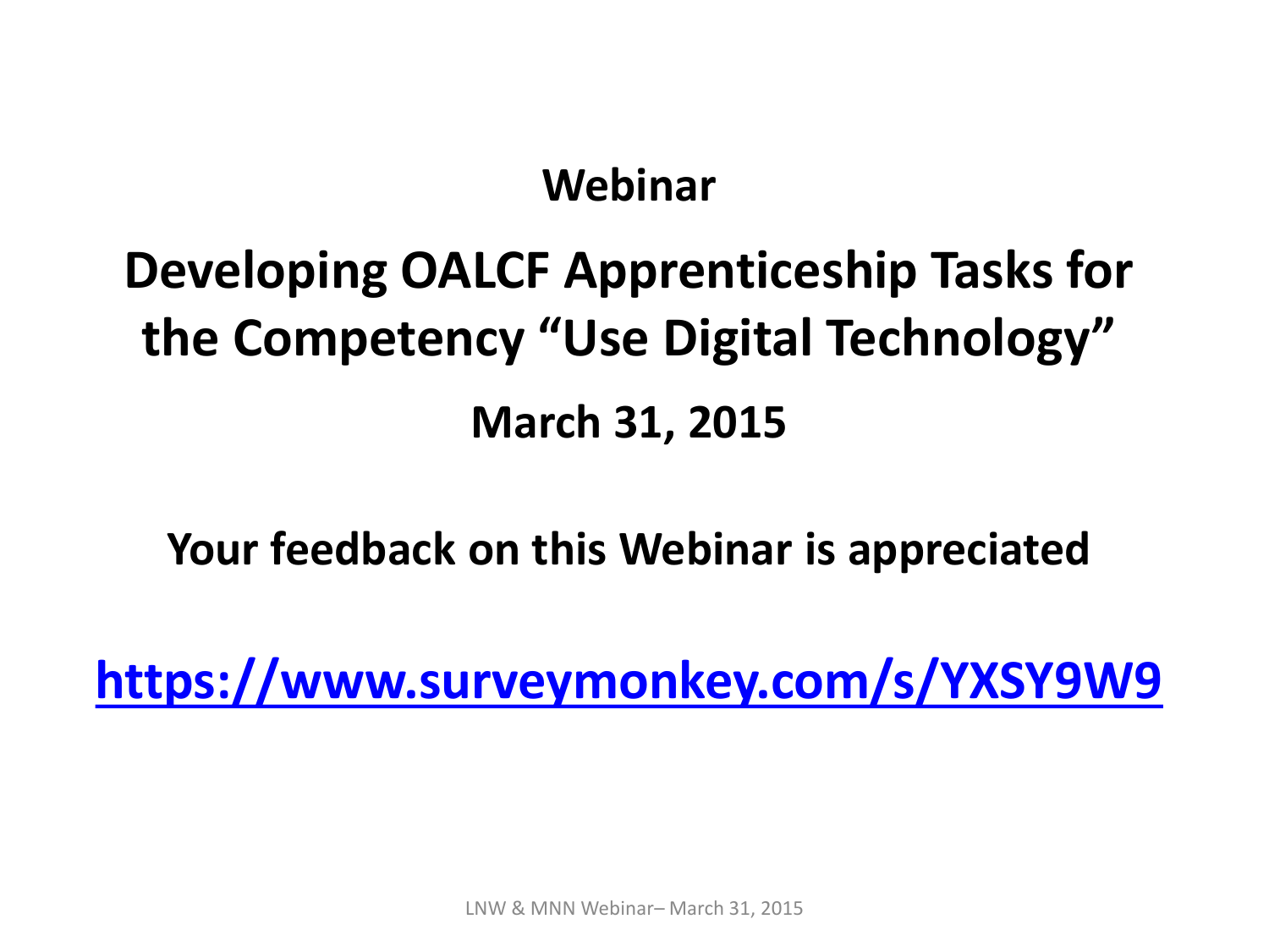**Webinar**

# Developing OALCF Apprenticeship Tasks for the Competency "Use Digital Technology"

**March 31, 2015**

**Your feedback on this Webinar is appreciated**

**https://www.surveymonkey.com/s/YXSY9W9**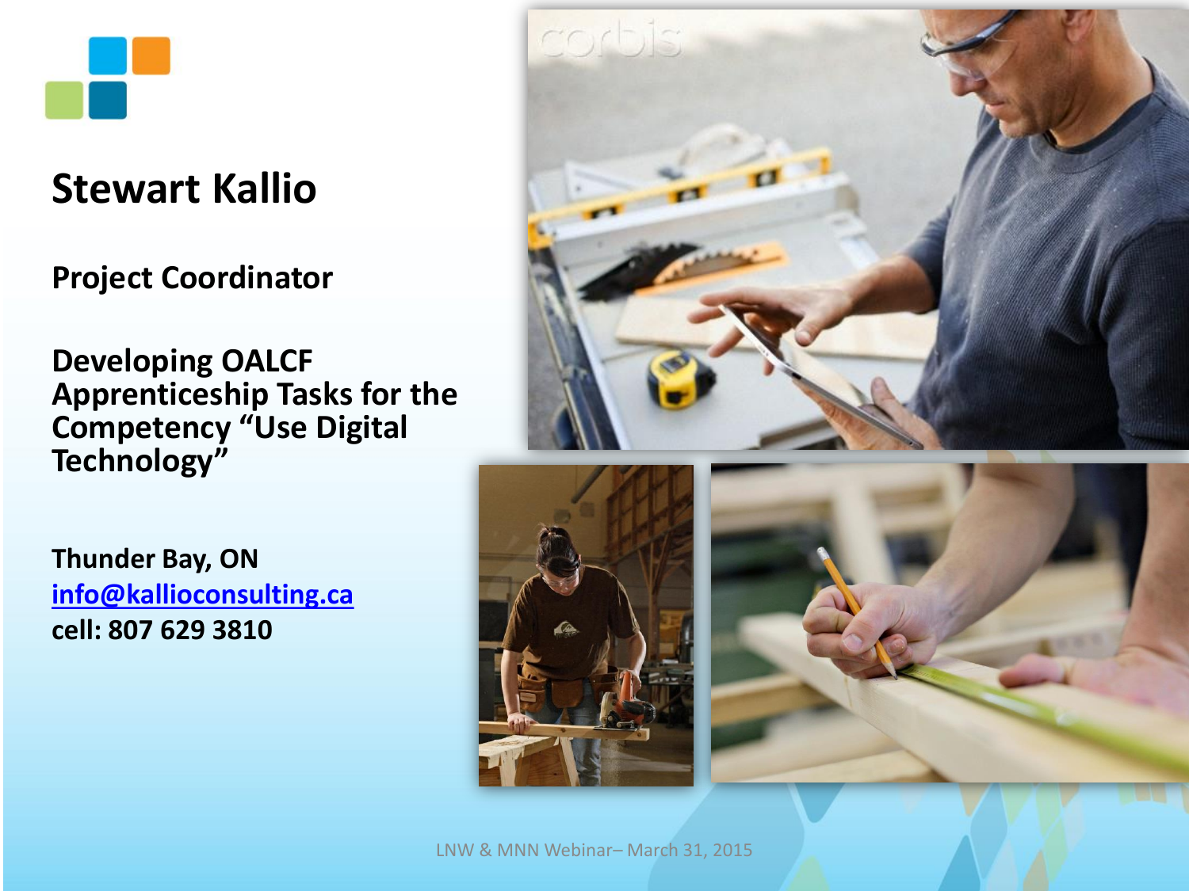# Stewart Kallio

**Project Coordinator**

**Developing OALCF Apprenticeship Tasks for the Competency "Use Digital Technology"**

**Thunder Bay, ON**
**info@kallioconsulting.ca**
**cell: 807 629 3810**

LNW & MNN Webinar– March 31, 2015